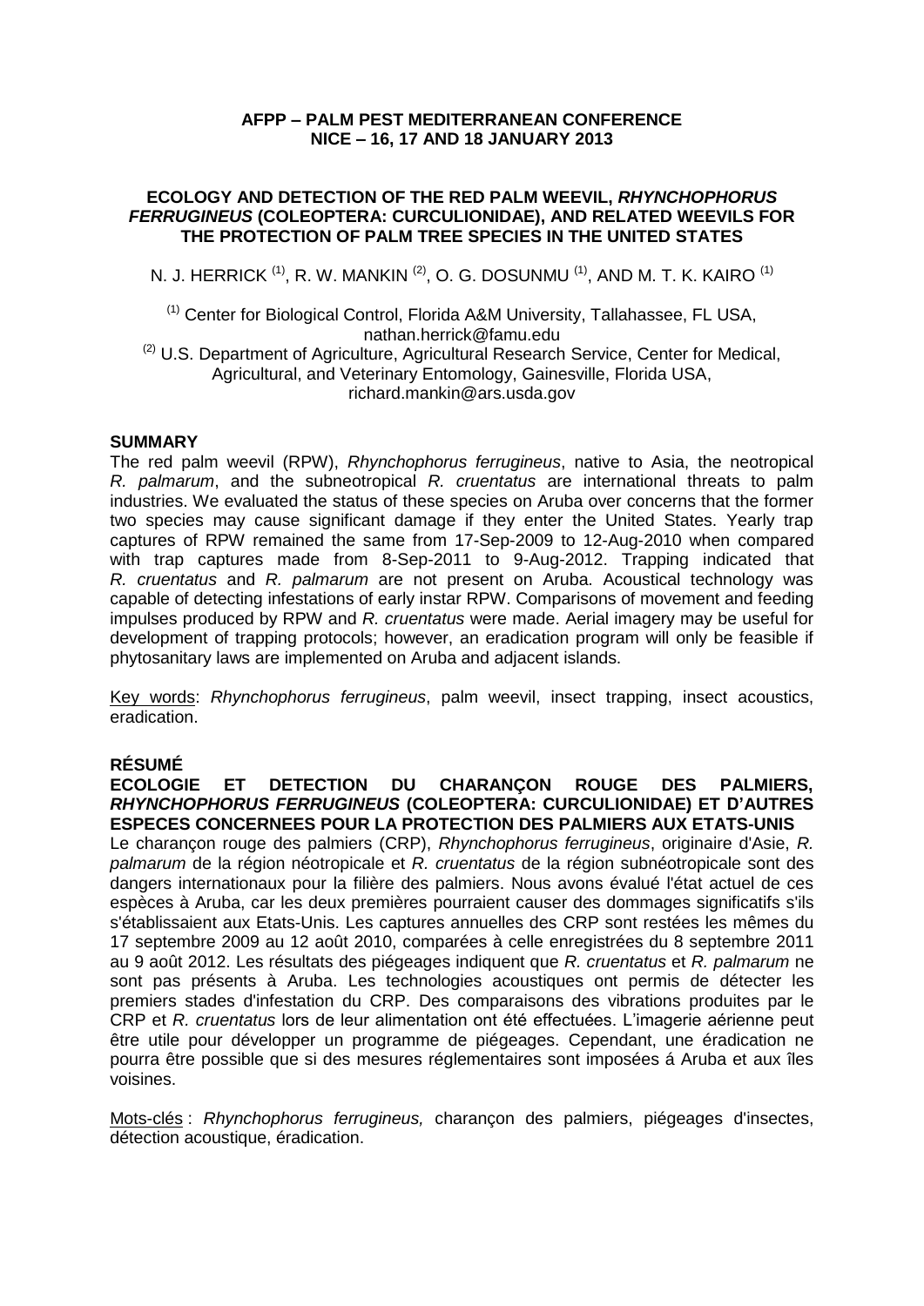**AFPP – PALM PEST MEDITERRANEAN CONFERENCE**
**NICE – 16, 17 AND 18 JANUARY 2013**

# ECOLOGY AND DETECTION OF THE RED PALM WEEVIL, *RHYNCHOPHORUS FERRUGINEUS* (COLEOPTERA: CURCULIONIDAE), AND RELATED WEEVILS FOR THE PROTECTION OF PALM TREE SPECIES IN THE UNITED STATES

N. J. HERRICK [(1)], R. W. MANKIN [(2)], O. G. DOSUNMU [(1)], AND M. T. K. KAIRO [(1)]

[(1)] Center for Biological Control, Florida A&M University, Tallahassee, FL USA, nathan.herrick@famu.edu

[(2)] U.S. Department of Agriculture, Agricultural Research Service, Center for Medical, Agricultural, and Veterinary Entomology, Gainesville, Florida USA, richard.mankin@ars.usda.gov

## SUMMARY

The red palm weevil (RPW), *Rhynchophorus ferrugineus*, native to Asia, the neotropical *R. palmarum*, and the subneotropical *R. cruentatus* are international threats to palm industries. We evaluated the status of these species on Aruba over concerns that the former two species may cause significant damage if they enter the United States. Yearly trap captures of RPW remained the same from 17-Sep-2009 to 12-Aug-2010 when compared with trap captures made from 8-Sep-2011 to 9-Aug-2012. Trapping indicated that *R. cruentatus* and *R. palmarum* are not present on Aruba. Acoustical technology was capable of detecting infestations of early instar RPW. Comparisons of movement and feeding impulses produced by RPW and *R. cruentatus* were made. Aerial imagery may be useful for development of trapping protocols; however, an eradication program will only be feasible if phytosanitary laws are implemented on Aruba and adjacent islands.

Key words: *Rhynchophorus ferrugineus*, palm weevil, insect trapping, insect acoustics, eradication.

## RÉSUMÉ

**ECOLOGIE ET DETECTION DU CHARANÇON ROUGE DES PALMIERS, *RHYNCHOPHORUS FERRUGINEUS* (COLEOPTERA: CURCULIONIDAE) ET D'AUTRES ESPECES CONCERNEES POUR LA PROTECTION DES PALMIERS AUX ETATS-UNIS**

Le charançon rouge des palmiers (CRP), *Rhynchophorus ferrugineus*, originaire d'Asie, *R. palmarum* de la région néotropicale et *R. cruentatus* de la région subnéotropicale sont des dangers internationaux pour la filière des palmiers. Nous avons évalué l'état actuel de ces espèces à Aruba, car les deux premières pourraient causer des dommages significatifs s'ils s'établissaient aux Etats-Unis. Les captures annuelles des CRP sont restées les mêmes du 17 septembre 2009 au 12 août 2010, comparées à celle enregistrées du 8 septembre 2011 au 9 août 2012. Les résultats des piégeages indiquent que *R. cruentatus* et *R. palmarum* ne sont pas présents à Aruba. Les technologies acoustiques ont permis de détecter les premiers stades d'infestation du CRP. Des comparaisons des vibrations produites par le CRP et *R. cruentatus* lors de leur alimentation ont été effectuées. L'imagerie aérienne peut être utile pour développer un programme de piégeages. Cependant, une éradication ne pourra être possible que si des mesures réglementaires sont imposées á Aruba et aux îles voisines.

Mots-clés : *Rhynchophorus ferrugineus,* charançon des palmiers, piégeages d'insectes, détection acoustique, éradication.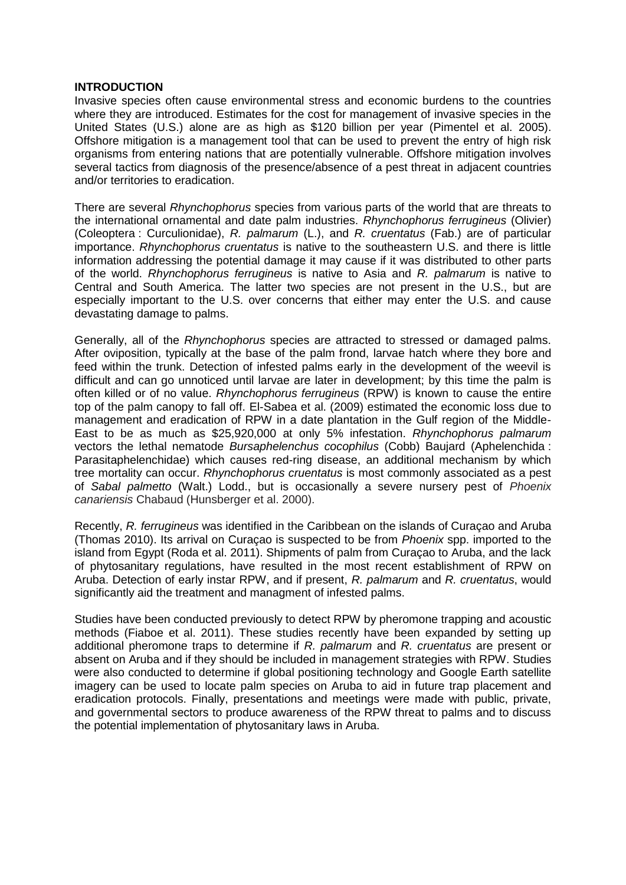## INTRODUCTION

Invasive species often cause environmental stress and economic burdens to the countries where they are introduced. Estimates for the cost for management of invasive species in the United States (U.S.) alone are as high as $120 billion per year (Pimentel et al. 2005). Offshore mitigation is a management tool that can be used to prevent the entry of high risk organisms from entering nations that are potentially vulnerable. Offshore mitigation involves several tactics from diagnosis of the presence/absence of a pest threat in adjacent countries and/or territories to eradication.

There are several *Rhynchophorus* species from various parts of the world that are threats to the international ornamental and date palm industries. *Rhynchophorus ferrugineus* (Olivier) (Coleoptera : Curculionidae), *R. palmarum* (L.), and *R. cruentatus* (Fab.) are of particular importance. *Rhynchophorus cruentatus* is native to the southeastern U.S. and there is little information addressing the potential damage it may cause if it was distributed to other parts of the world. *Rhynchophorus ferrugineus* is native to Asia and *R. palmarum* is native to Central and South America. The latter two species are not present in the U.S., but are especially important to the U.S. over concerns that either may enter the U.S. and cause devastating damage to palms.

Generally, all of the *Rhynchophorus* species are attracted to stressed or damaged palms. After oviposition, typically at the base of the palm frond, larvae hatch where they bore and feed within the trunk. Detection of infested palms early in the development of the weevil is difficult and can go unnoticed until larvae are later in development; by this time the palm is often killed or of no value. *Rhynchophorus ferrugineus* (RPW) is known to cause the entire top of the palm canopy to fall off. El-Sabea et al. (2009) estimated the economic loss due to management and eradication of RPW in a date plantation in the Gulf region of the Middle-East to be as much as $25,920,000 at only 5% infestation. *Rhynchophorus palmarum* vectors the lethal nematode *Bursaphelenchus cocophilus* (Cobb) Baujard (Aphelenchida : Parasitaphelenchidae) which causes red-ring disease, an additional mechanism by which tree mortality can occur. *Rhynchophorus cruentatus* is most commonly associated as a pest of *Sabal palmetto* (Walt.) Lodd., but is occasionally a severe nursery pest of *Phoenix canariensis* Chabaud (Hunsberger et al. 2000).

Recently, *R. ferrugineus* was identified in the Caribbean on the islands of Curaçao and Aruba (Thomas 2010). Its arrival on Curaçao is suspected to be from *Phoenix* spp. imported to the island from Egypt (Roda et al. 2011). Shipments of palm from Curaçao to Aruba, and the lack of phytosanitary regulations, have resulted in the most recent establishment of RPW on Aruba. Detection of early instar RPW, and if present, *R. palmarum* and *R. cruentatus*, would significantly aid the treatment and managment of infested palms.

Studies have been conducted previously to detect RPW by pheromone trapping and acoustic methods (Fiaboe et al. 2011). These studies recently have been expanded by setting up additional pheromone traps to determine if *R. palmarum* and *R. cruentatus* are present or absent on Aruba and if they should be included in management strategies with RPW. Studies were also conducted to determine if global positioning technology and Google Earth satellite imagery can be used to locate palm species on Aruba to aid in future trap placement and eradication protocols. Finally, presentations and meetings were made with public, private, and governmental sectors to produce awareness of the RPW threat to palms and to discuss the potential implementation of phytosanitary laws in Aruba.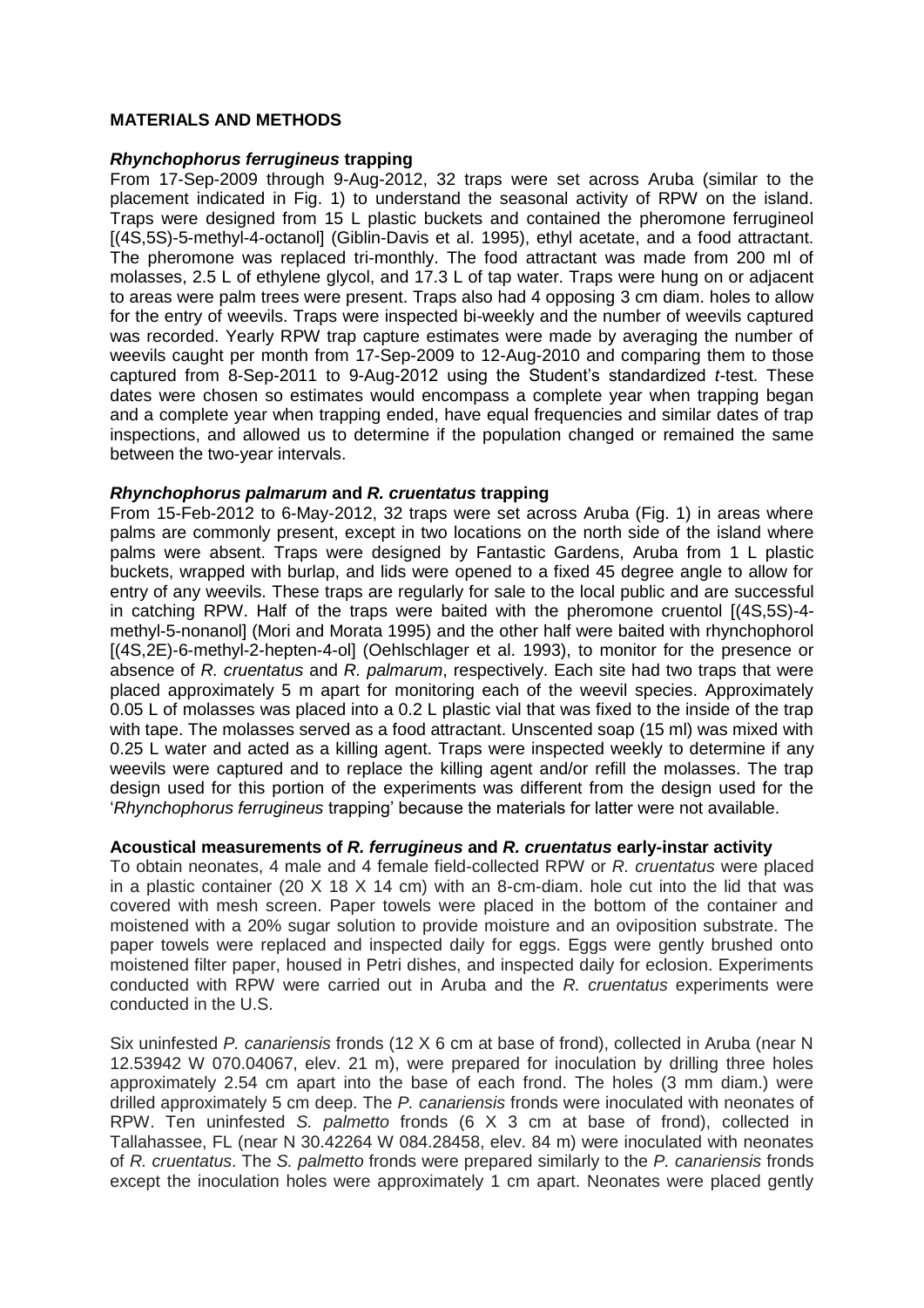## MATERIALS AND METHODS

### *Rhynchophorus ferrugineus* trapping

From 17-Sep-2009 through 9-Aug-2012, 32 traps were set across Aruba (similar to the placement indicated in Fig. 1) to understand the seasonal activity of RPW on the island. Traps were designed from 15 L plastic buckets and contained the pheromone ferrugineol [(4S,5S)-5-methyl-4-octanol] (Giblin-Davis et al. 1995), ethyl acetate, and a food attractant. The pheromone was replaced tri-monthly. The food attractant was made from 200 ml of molasses, 2.5 L of ethylene glycol, and 17.3 L of tap water. Traps were hung on or adjacent to areas were palm trees were present. Traps also had 4 opposing 3 cm diam. holes to allow for the entry of weevils. Traps were inspected bi-weekly and the number of weevils captured was recorded. Yearly RPW trap capture estimates were made by averaging the number of weevils caught per month from 17-Sep-2009 to 12-Aug-2010 and comparing them to those captured from 8-Sep-2011 to 9-Aug-2012 using the Student's standardized *t*-test. These dates were chosen so estimates would encompass a complete year when trapping began and a complete year when trapping ended, have equal frequencies and similar dates of trap inspections, and allowed us to determine if the population changed or remained the same between the two-year intervals.

### *Rhynchophorus palmarum* and *R. cruentatus* trapping

From 15-Feb-2012 to 6-May-2012, 32 traps were set across Aruba (Fig. 1) in areas where palms are commonly present, except in two locations on the north side of the island where palms were absent. Traps were designed by Fantastic Gardens, Aruba from 1 L plastic buckets, wrapped with burlap, and lids were opened to a fixed 45 degree angle to allow for entry of any weevils. These traps are regularly for sale to the local public and are successful in catching RPW. Half of the traps were baited with the pheromone cruentol [(4S,5S)-4-methyl-5-nonanol] (Mori and Morata 1995) and the other half were baited with rhynchophorol [(4S,2E)-6-methyl-2-hepten-4-ol] (Oehlschlager et al. 1993), to monitor for the presence or absence of *R. cruentatus* and *R. palmarum*, respectively. Each site had two traps that were placed approximately 5 m apart for monitoring each of the weevil species. Approximately 0.05 L of molasses was placed into a 0.2 L plastic vial that was fixed to the inside of the trap with tape. The molasses served as a food attractant. Unscented soap (15 ml) was mixed with 0.25 L water and acted as a killing agent. Traps were inspected weekly to determine if any weevils were captured and to replace the killing agent and/or refill the molasses. The trap design used for this portion of the experiments was different from the design used for the '*Rhynchophorus ferrugineus* trapping' because the materials for latter were not available.

### Acoustical measurements of *R. ferrugineus* and *R. cruentatus* early-instar activity

To obtain neonates, 4 male and 4 female field-collected RPW or *R. cruentatus* were placed in a plastic container (20 X 18 X 14 cm) with an 8-cm-diam. hole cut into the lid that was covered with mesh screen. Paper towels were placed in the bottom of the container and moistened with a 20% sugar solution to provide moisture and an oviposition substrate. The paper towels were replaced and inspected daily for eggs. Eggs were gently brushed onto moistened filter paper, housed in Petri dishes, and inspected daily for eclosion. Experiments conducted with RPW were carried out in Aruba and the *R. cruentatus* experiments were conducted in the U.S.

Six uninfested *P. canariensis* fronds (12 X 6 cm at base of frond), collected in Aruba (near N 12.53942 W 070.04067, elev. 21 m), were prepared for inoculation by drilling three holes approximately 2.54 cm apart into the base of each frond. The holes (3 mm diam.) were drilled approximately 5 cm deep. The *P. canariensis* fronds were inoculated with neonates of RPW. Ten uninfested *S. palmetto* fronds (6 X 3 cm at base of frond), collected in Tallahassee, FL (near N 30.42264 W 084.28458, elev. 84 m) were inoculated with neonates of *R. cruentatus*. The *S. palmetto* fronds were prepared similarly to the *P. canariensis* fronds except the inoculation holes were approximately 1 cm apart. Neonates were placed gently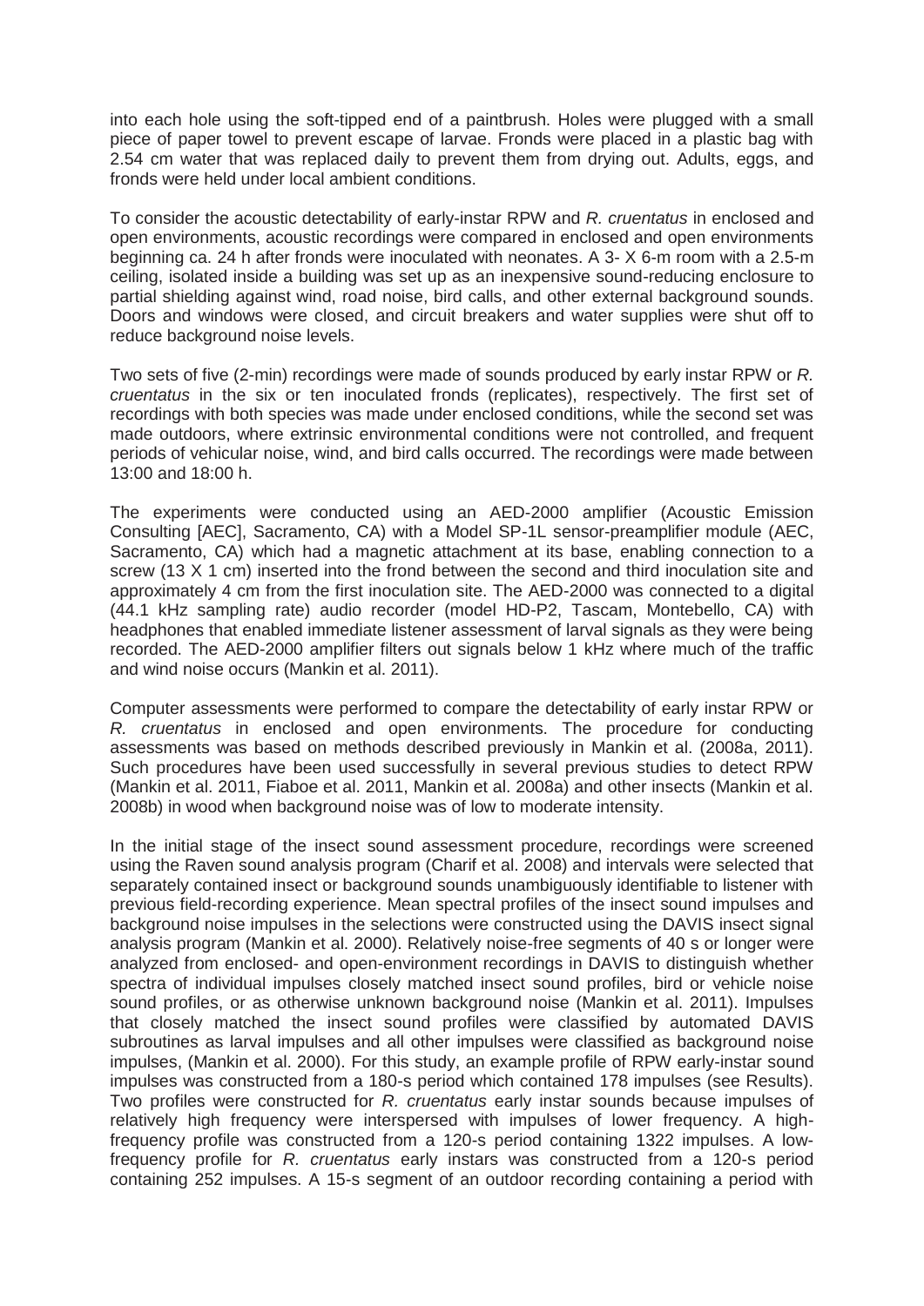into each hole using the soft-tipped end of a paintbrush. Holes were plugged with a small piece of paper towel to prevent escape of larvae. Fronds were placed in a plastic bag with 2.54 cm water that was replaced daily to prevent them from drying out. Adults, eggs, and fronds were held under local ambient conditions.

To consider the acoustic detectability of early-instar RPW and *R. cruentatus* in enclosed and open environments, acoustic recordings were compared in enclosed and open environments beginning ca. 24 h after fronds were inoculated with neonates. A 3- X 6-m room with a 2.5-m ceiling, isolated inside a building was set up as an inexpensive sound-reducing enclosure to partial shielding against wind, road noise, bird calls, and other external background sounds. Doors and windows were closed, and circuit breakers and water supplies were shut off to reduce background noise levels.

Two sets of five (2-min) recordings were made of sounds produced by early instar RPW or *R. cruentatus* in the six or ten inoculated fronds (replicates), respectively. The first set of recordings with both species was made under enclosed conditions, while the second set was made outdoors, where extrinsic environmental conditions were not controlled, and frequent periods of vehicular noise, wind, and bird calls occurred. The recordings were made between 13:00 and 18:00 h.

The experiments were conducted using an AED-2000 amplifier (Acoustic Emission Consulting [AEC], Sacramento, CA) with a Model SP-1L sensor-preamplifier module (AEC, Sacramento, CA) which had a magnetic attachment at its base, enabling connection to a screw (13 X 1 cm) inserted into the frond between the second and third inoculation site and approximately 4 cm from the first inoculation site. The AED-2000 was connected to a digital (44.1 kHz sampling rate) audio recorder (model HD-P2, Tascam, Montebello, CA) with headphones that enabled immediate listener assessment of larval signals as they were being recorded. The AED-2000 amplifier filters out signals below 1 kHz where much of the traffic and wind noise occurs (Mankin et al. 2011).

Computer assessments were performed to compare the detectability of early instar RPW or *R. cruentatus* in enclosed and open environments. The procedure for conducting assessments was based on methods described previously in Mankin et al. (2008a, 2011). Such procedures have been used successfully in several previous studies to detect RPW (Mankin et al. 2011, Fiaboe et al. 2011, Mankin et al. 2008a) and other insects (Mankin et al. 2008b) in wood when background noise was of low to moderate intensity.

In the initial stage of the insect sound assessment procedure, recordings were screened using the Raven sound analysis program (Charif et al. 2008) and intervals were selected that separately contained insect or background sounds unambiguously identifiable to listener with previous field-recording experience. Mean spectral profiles of the insect sound impulses and background noise impulses in the selections were constructed using the DAVIS insect signal analysis program (Mankin et al. 2000). Relatively noise-free segments of 40 s or longer were analyzed from enclosed- and open-environment recordings in DAVIS to distinguish whether spectra of individual impulses closely matched insect sound profiles, bird or vehicle noise sound profiles, or as otherwise unknown background noise (Mankin et al. 2011). Impulses that closely matched the insect sound profiles were classified by automated DAVIS subroutines as larval impulses and all other impulses were classified as background noise impulses, (Mankin et al. 2000). For this study, an example profile of RPW early-instar sound impulses was constructed from a 180-s period which contained 178 impulses (see Results). Two profiles were constructed for *R. cruentatus* early instar sounds because impulses of relatively high frequency were interspersed with impulses of lower frequency. A high-frequency profile was constructed from a 120-s period containing 1322 impulses. A low-frequency profile for *R. cruentatus* early instars was constructed from a 120-s period containing 252 impulses. A 15-s segment of an outdoor recording containing a period with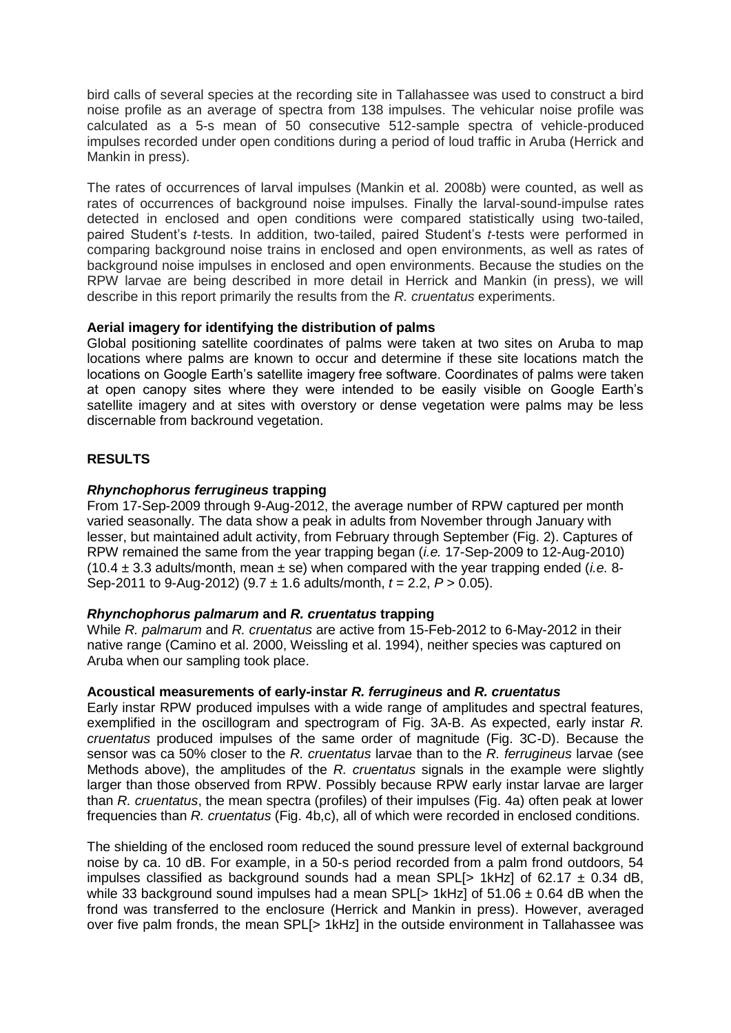bird calls of several species at the recording site in Tallahassee was used to construct a bird noise profile as an average of spectra from 138 impulses. The vehicular noise profile was calculated as a 5-s mean of 50 consecutive 512-sample spectra of vehicle-produced impulses recorded under open conditions during a period of loud traffic in Aruba (Herrick and Mankin in press).

The rates of occurrences of larval impulses (Mankin et al. 2008b) were counted, as well as rates of occurrences of background noise impulses. Finally the larval-sound-impulse rates detected in enclosed and open conditions were compared statistically using two-tailed, paired Student's *t*-tests. In addition, two-tailed, paired Student's *t*-tests were performed in comparing background noise trains in enclosed and open environments, as well as rates of background noise impulses in enclosed and open environments. Because the studies on the RPW larvae are being described in more detail in Herrick and Mankin (in press), we will describe in this report primarily the results from the *R. cruentatus* experiments.

**Aerial imagery for identifying the distribution of palms**

Global positioning satellite coordinates of palms were taken at two sites on Aruba to map locations where palms are known to occur and determine if these site locations match the locations on Google Earth's satellite imagery free software. Coordinates of palms were taken at open canopy sites where they were intended to be easily visible on Google Earth's satellite imagery and at sites with overstory or dense vegetation were palms may be less discernable from backround vegetation.

## RESULTS

### *Rhynchophorus ferrugineus* trapping

From 17-Sep-2009 through 9-Aug-2012, the average number of RPW captured per month varied seasonally. The data show a peak in adults from November through January with lesser, but maintained adult activity, from February through September (Fig. 2). Captures of RPW remained the same from the year trapping began (*i.e.* 17-Sep-2009 to 12-Aug-2010) ($10.4 \pm 3.3$ adults/month, mean ± se) when compared with the year trapping ended (*i.e.* 8-Sep-2011 to 9-Aug-2012) ($9.7 \pm 1.6$ adults/month, $t = 2.2$, $P > 0.05$).

### *Rhynchophorus palmarum* and *R. cruentatus* trapping

While *R. palmarum* and *R. cruentatus* are active from 15-Feb-2012 to 6-May-2012 in their native range (Camino et al. 2000, Weissling et al. 1994), neither species was captured on Aruba when our sampling took place.

### Acoustical measurements of early-instar *R. ferrugineus* and *R. cruentatus*

Early instar RPW produced impulses with a wide range of amplitudes and spectral features, exemplified in the oscillogram and spectrogram of Fig. 3A-B. As expected, early instar *R. cruentatus* produced impulses of the same order of magnitude (Fig. 3C-D). Because the sensor was ca 50% closer to the *R. cruentatus* larvae than to the *R. ferrugineus* larvae (see Methods above), the amplitudes of the *R. cruentatus* signals in the example were slightly larger than those observed from RPW. Possibly because RPW early instar larvae are larger than *R. cruentatus*, the mean spectra (profiles) of their impulses (Fig. 4a) often peak at lower frequencies than *R. cruentatus* (Fig. 4b,c), all of which were recorded in enclosed conditions.

The shielding of the enclosed room reduced the sound pressure level of external background noise by ca. 10 dB. For example, in a 50-s period recorded from a palm frond outdoors, 54 impulses classified as background sounds had a mean SPL[> 1kHz] of $62.17 \pm 0.34$ dB, while 33 background sound impulses had a mean SPL[> 1kHz] of $51.06 \pm 0.64$ dB when the frond was transferred to the enclosure (Herrick and Mankin in press). However, averaged over five palm fronds, the mean SPL[> 1kHz] in the outside environment in Tallahassee was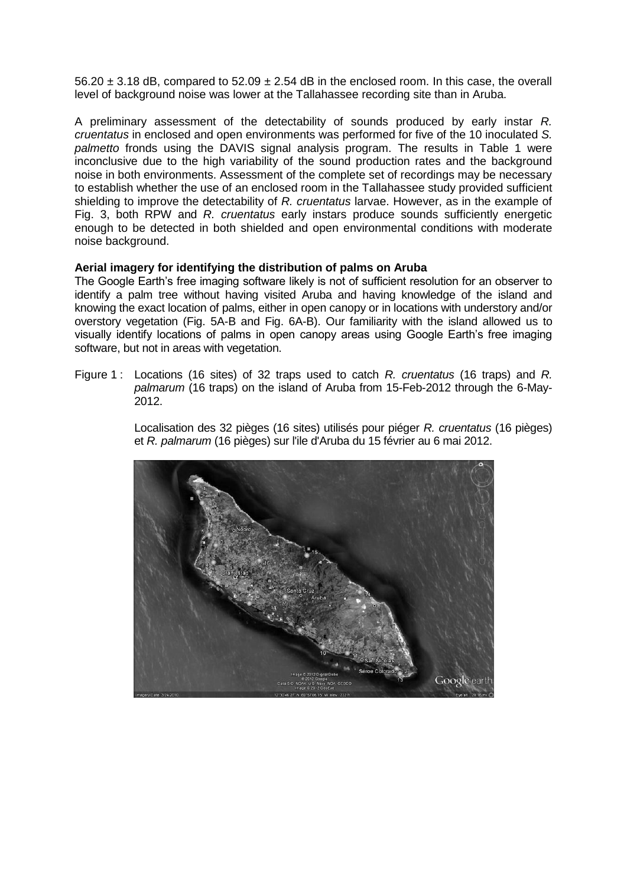56.20 ± 3.18 dB, compared to 52.09 ± 2.54 dB in the enclosed room. In this case, the overall level of background noise was lower at the Tallahassee recording site than in Aruba.

A preliminary assessment of the detectability of sounds produced by early instar *R. cruentatus* in enclosed and open environments was performed for five of the 10 inoculated *S. palmetto* fronds using the DAVIS signal analysis program. The results in Table 1 were inconclusive due to the high variability of the sound production rates and the background noise in both environments. Assessment of the complete set of recordings may be necessary to establish whether the use of an enclosed room in the Tallahassee study provided sufficient shielding to improve the detectability of *R. cruentatus* larvae. However, as in the example of Fig. 3, both RPW and *R. cruentatus* early instars produce sounds sufficiently energetic enough to be detected in both shielded and open environmental conditions with moderate noise background.

**Aerial imagery for identifying the distribution of palms on Aruba**

The Google Earth's free imaging software likely is not of sufficient resolution for an observer to identify a palm tree without having visited Aruba and having knowledge of the island and knowing the exact location of palms, either in open canopy or in locations with understory and/or overstory vegetation (Fig. 5A-B and Fig. 6A-B). Our familiarity with the island allowed us to visually identify locations of palms in open canopy areas using Google Earth's free imaging software, but not in areas with vegetation.

Figure 1 : Locations (16 sites) of 32 traps used to catch *R. cruentatus* (16 traps) and *R. palmarum* (16 traps) on the island of Aruba from 15-Feb-2012 through the 6-May-2012.

Localisation des 32 pièges (16 sites) utilisés pour piéger *R. cruentatus* (16 pièges) et *R. palmarum* (16 pièges) sur l'ile d'Aruba du 15 février au 6 mai 2012.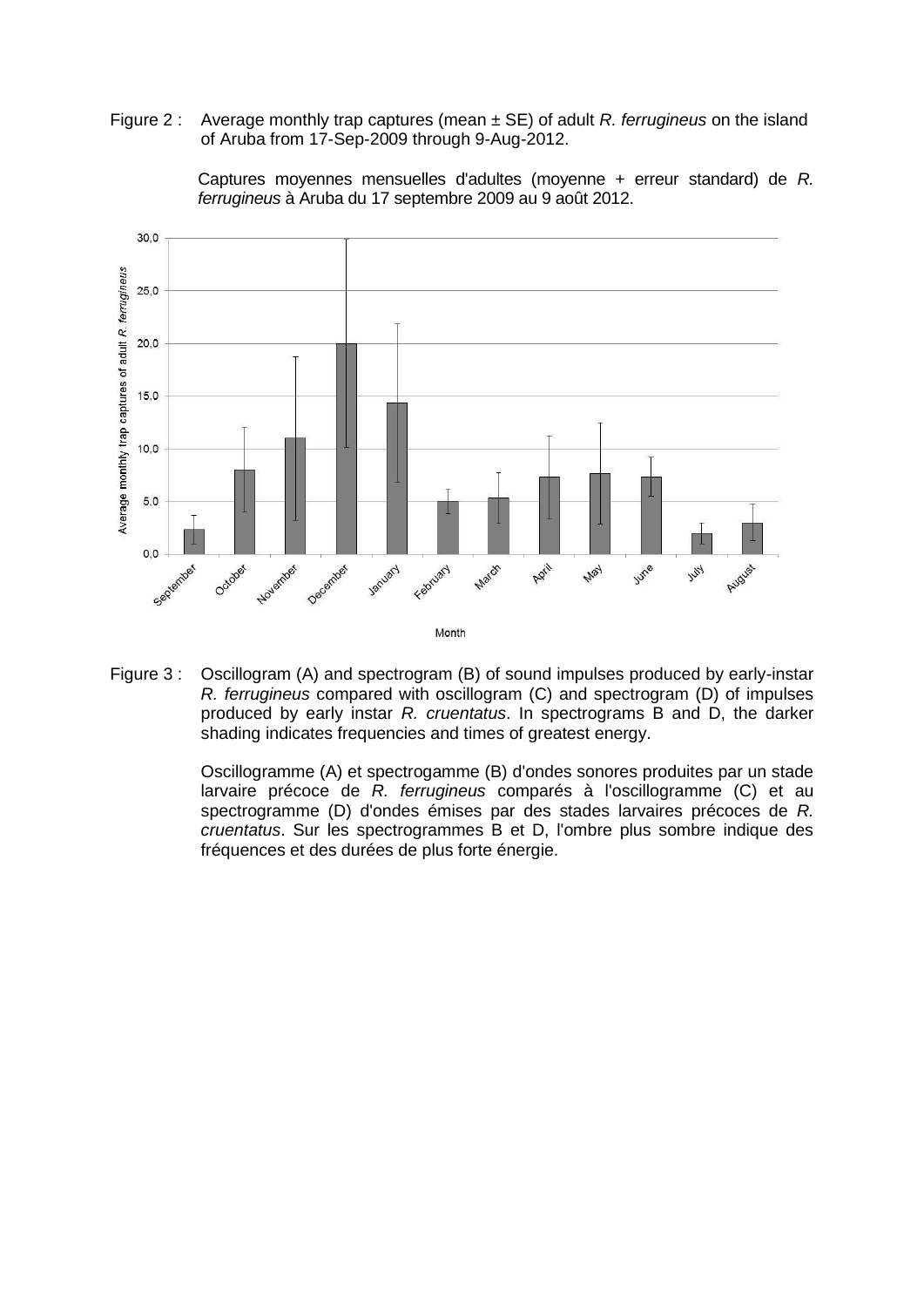Figure 2 : Average monthly trap captures (mean ± SE) of adult *R. ferrugineus* on the island of Aruba from 17-Sep-2009 through 9-Aug-2012.

Captures moyennes mensuelles d'adultes (moyenne + erreur standard) de *R. ferrugineus* à Aruba du 17 septembre 2009 au 9 août 2012.

Figure 3 : Oscillogram (A) and spectrogram (B) of sound impulses produced by early-instar *R. ferrugineus* compared with oscillogram (C) and spectrogram (D) of impulses produced by early instar *R. cruentatus*. In spectrograms B and D, the darker shading indicates frequencies and times of greatest energy.

Oscillogramme (A) et spectrogamme (B) d'ondes sonores produites par un stade larvaire précoce de *R. ferrugineus* comparés à l'oscillogramme (C) et au spectrogramme (D) d'ondes émises par des stades larvaires précoces de *R. cruentatus*. Sur les spectrogrammes B et D, l'ombre plus sombre indique des fréquences et des durées de plus forte énergie.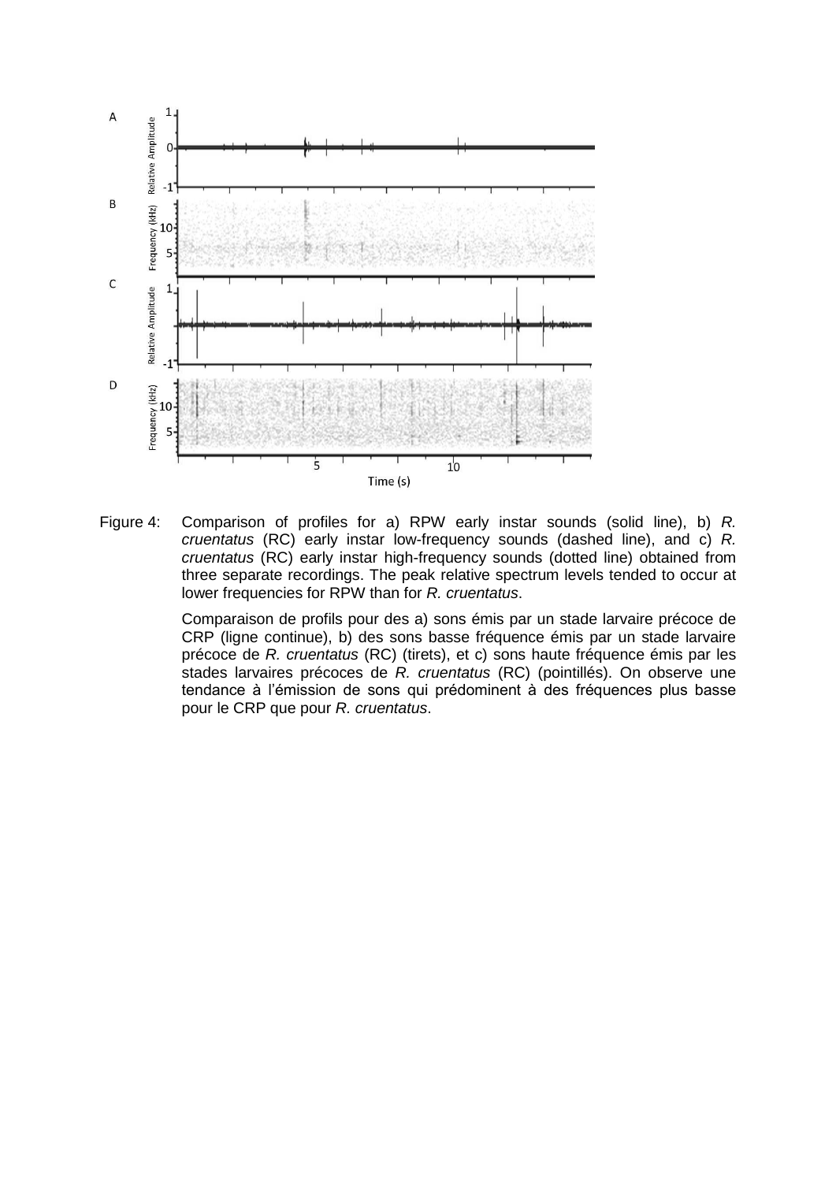Figure 4: Comparison of profiles for a) RPW early instar sounds (solid line), b) *R. cruentatus* (RC) early instar low-frequency sounds (dashed line), and c) *R. cruentatus* (RC) early instar high-frequency sounds (dotted line) obtained from three separate recordings. The peak relative spectrum levels tended to occur at lower frequencies for RPW than for *R. cruentatus*.

Comparaison de profils pour des a) sons émis par un stade larvaire précoce de CRP (ligne continue), b) des sons basse fréquence émis par un stade larvaire précoce de *R. cruentatus* (RC) (tirets), et c) sons haute fréquence émis par les stades larvaires précoces de *R. cruentatus* (RC) (pointillés). On observe une tendance à l'émission de sons qui prédominent à des fréquences plus basse pour le CRP que pour *R. cruentatus*.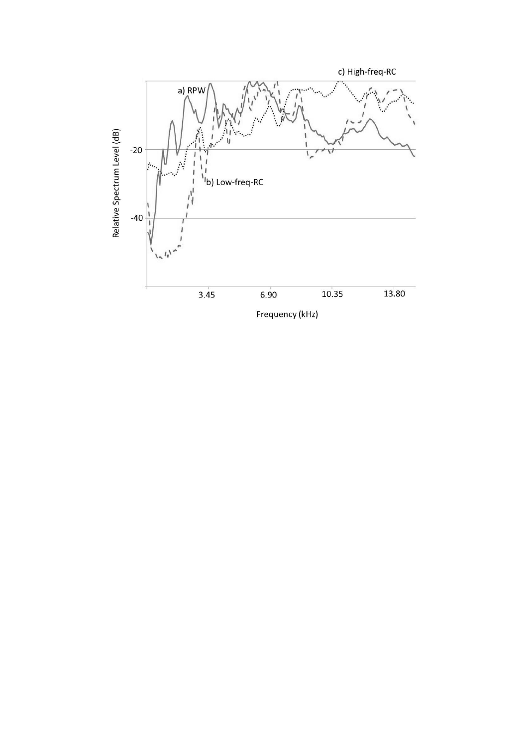c) High-freq-RC

a) RPW

b) Low-freq-RC

Relative Spectrum Level (dB)

-20

-40

3.45 6.90 10.35 13.80

Frequency (kHz)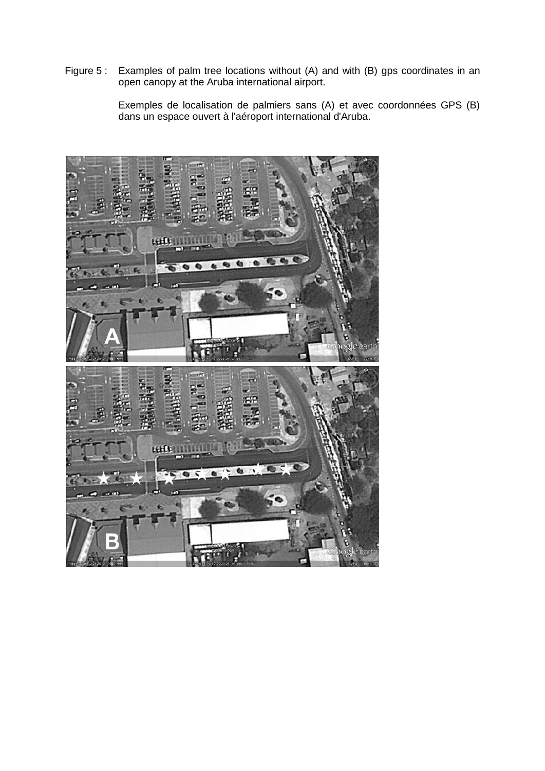Figure 5 : Examples of palm tree locations without (A) and with (B) gps coordinates in an open canopy at the Aruba international airport.

Exemples de localisation de palmiers sans (A) et avec coordonnées GPS (B) dans un espace ouvert à l'aéroport international d'Aruba.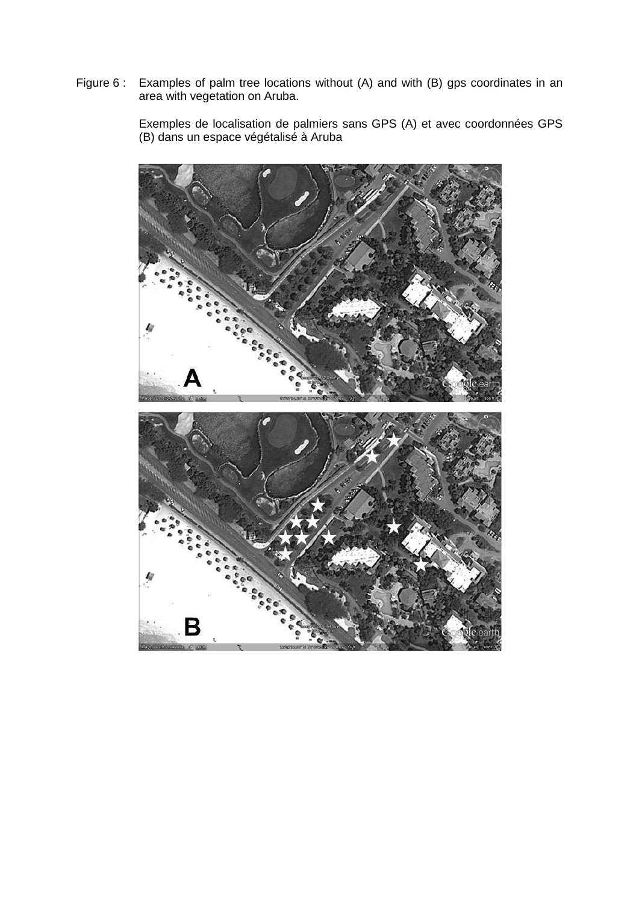Figure 6 : Examples of palm tree locations without (A) and with (B) gps coordinates in an area with vegetation on Aruba.

Exemples de localisation de palmiers sans GPS (A) et avec coordonnées GPS (B) dans un espace végétalisé à Aruba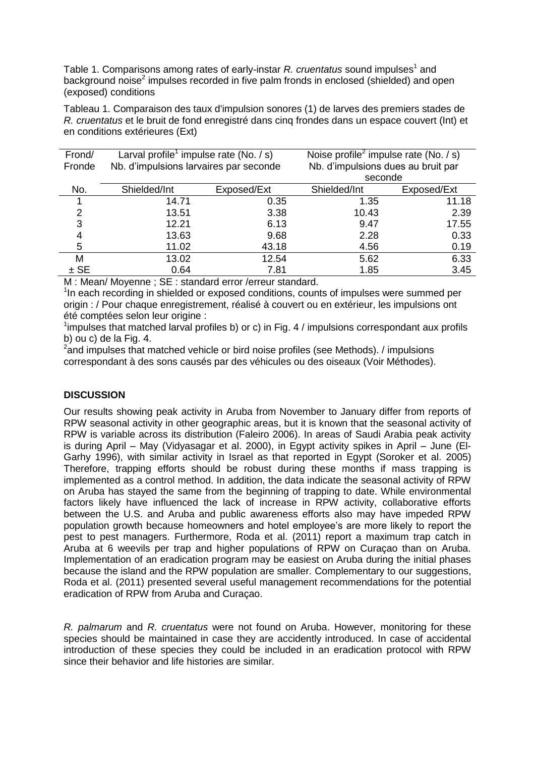Table 1. Comparisons among rates of early-instar *R. cruentatus* sound impulses[1] and background noise[2] impulses recorded in five palm fronds in enclosed (shielded) and open (exposed) conditions

Tableau 1. Comparaison des taux d'impulsion sonores (1) de larves des premiers stades de *R. cruentatus* et le bruit de fond enregistré dans cinq frondes dans un espace couvert (Int) et en conditions extérieures (Ext)

| Frond/ Fronde | Larval profile[1] impulse rate (No. / s) Nb. d'impulsions larvaires par seconde | | Noise profile[2] impulse rate (No. / s) Nb. d'impulsions dues au bruit par seconde | |
|---|---|---|---|---|
| No. | Shielded/Int | Exposed/Ext | Shielded/Int | Exposed/Ext |
| 1 | 14.71 | 0.35 | 1.35 | 11.18 |
| 2 | 13.51 | 3.38 | 10.43 | 2.39 |
| 3 | 12.21 | 6.13 | 9.47 | 17.55 |
| 4 | 13.63 | 9.68 | 2.28 | 0.33 |
| 5 | 11.02 | 43.18 | 4.56 | 0.19 |
| M | 13.02 | 12.54 | 5.62 | 6.33 |
| ± SE | 0.64 | 7.81 | 1.85 | 3.45 |

M : Mean/ Moyenne ; SE : standard error /erreur standard.

[1]In each recording in shielded or exposed conditions, counts of impulses were summed per origin : / Pour chaque enregistrement, réalisé à couvert ou en extérieur, les impulsions ont été comptées selon leur origine :

[1]impulses that matched larval profiles b) or c) in Fig. 4 / impulsions correspondant aux profils b) ou c) de la Fig. 4.

[2]and impulses that matched vehicle or bird noise profiles (see Methods). / impulsions correspondant à des sons causés par des véhicules ou des oiseaux (Voir Méthodes).

## DISCUSSION

Our results showing peak activity in Aruba from November to January differ from reports of RPW seasonal activity in other geographic areas, but it is known that the seasonal activity of RPW is variable across its distribution (Faleiro 2006). In areas of Saudi Arabia peak activity is during April – May (Vidyasagar et al. 2000), in Egypt activity spikes in April – June (El-Garhy 1996), with similar activity in Israel as that reported in Egypt (Soroker et al. 2005) Therefore, trapping efforts should be robust during these months if mass trapping is implemented as a control method. In addition, the data indicate the seasonal activity of RPW on Aruba has stayed the same from the beginning of trapping to date. While environmental factors likely have influenced the lack of increase in RPW activity, collaborative efforts between the U.S. and Aruba and public awareness efforts also may have impeded RPW population growth because homeowners and hotel employee's are more likely to report the pest to pest managers. Furthermore, Roda et al. (2011) report a maximum trap catch in Aruba at 6 weevils per trap and higher populations of RPW on Curaçao than on Aruba. Implementation of an eradication program may be easiest on Aruba during the initial phases because the island and the RPW population are smaller. Complementary to our suggestions, Roda et al. (2011) presented several useful management recommendations for the potential eradication of RPW from Aruba and Curaçao.

*R. palmarum* and *R. cruentatus* were not found on Aruba. However, monitoring for these species should be maintained in case they are accidently introduced. In case of accidental introduction of these species they could be included in an eradication protocol with RPW since their behavior and life histories are similar.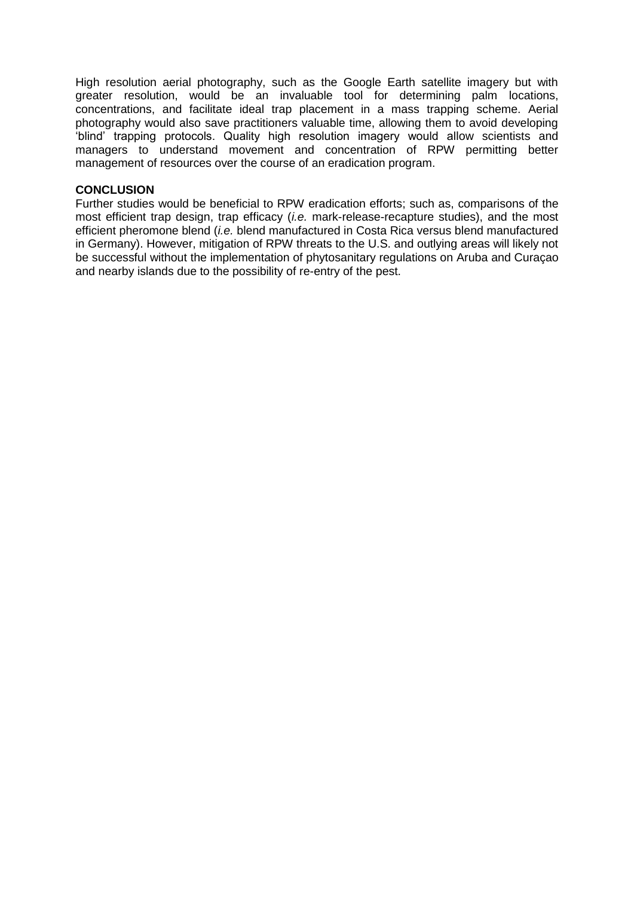High resolution aerial photography, such as the Google Earth satellite imagery but with greater resolution, would be an invaluable tool for determining palm locations, concentrations, and facilitate ideal trap placement in a mass trapping scheme. Aerial photography would also save practitioners valuable time, allowing them to avoid developing 'blind' trapping protocols. Quality high resolution imagery would allow scientists and managers to understand movement and concentration of RPW permitting better management of resources over the course of an eradication program.

## CONCLUSION

Further studies would be beneficial to RPW eradication efforts; such as, comparisons of the most efficient trap design, trap efficacy (*i.e.* mark-release-recapture studies), and the most efficient pheromone blend (*i.e.* blend manufactured in Costa Rica versus blend manufactured in Germany). However, mitigation of RPW threats to the U.S. and outlying areas will likely not be successful without the implementation of phytosanitary regulations on Aruba and Curaçao and nearby islands due to the possibility of re-entry of the pest.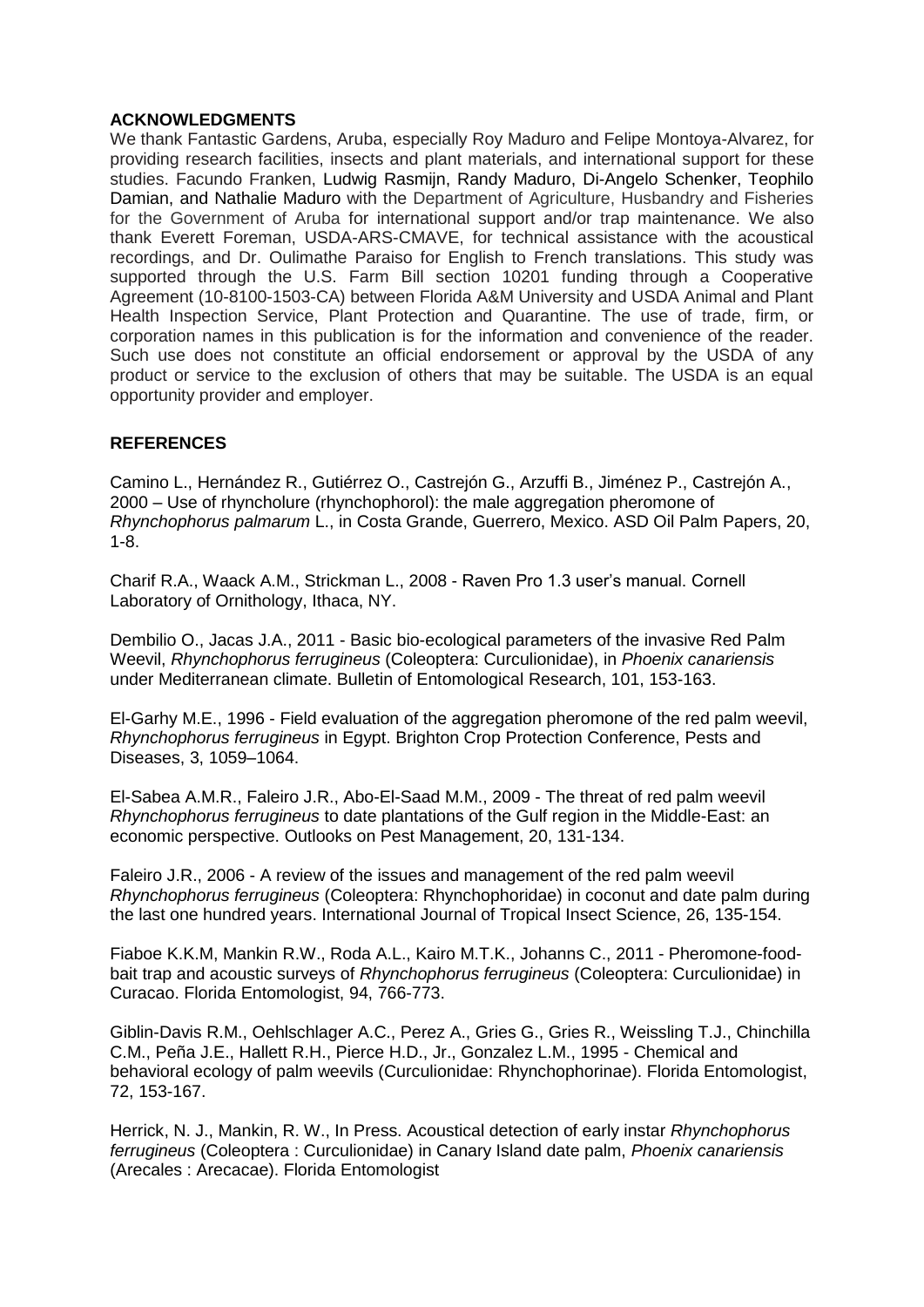**ACKNOWLEDGMENTS**

We thank Fantastic Gardens, Aruba, especially Roy Maduro and Felipe Montoya-Alvarez, for providing research facilities, insects and plant materials, and international support for these studies. Facundo Franken, Ludwig Rasmijn, Randy Maduro, Di-Angelo Schenker, Teophilo Damian, and Nathalie Maduro with the Department of Agriculture, Husbandry and Fisheries for the Government of Aruba for international support and/or trap maintenance. We also thank Everett Foreman, USDA-ARS-CMAVE, for technical assistance with the acoustical recordings, and Dr. Oulimathe Paraiso for English to French translations. This study was supported through the U.S. Farm Bill section 10201 funding through a Cooperative Agreement (10-8100-1503-CA) between Florida A&M University and USDA Animal and Plant Health Inspection Service, Plant Protection and Quarantine. The use of trade, firm, or corporation names in this publication is for the information and convenience of the reader. Such use does not constitute an official endorsement or approval by the USDA of any product or service to the exclusion of others that may be suitable. The USDA is an equal opportunity provider and employer.

**REFERENCES**

Camino L., Hernández R., Gutiérrez O., Castrejón G., Arzuffi B., Jiménez P., Castrejón A., 2000 – Use of rhyncholure (rhynchophorol): the male aggregation pheromone of *Rhynchophorus palmarum* L., in Costa Grande, Guerrero, Mexico. ASD Oil Palm Papers, 20, 1-8.

Charif R.A., Waack A.M., Strickman L., 2008 - Raven Pro 1.3 user's manual. Cornell Laboratory of Ornithology, Ithaca, NY.

Dembilio O., Jacas J.A., 2011 - Basic bio-ecological parameters of the invasive Red Palm Weevil, *Rhynchophorus ferrugineus* (Coleoptera: Curculionidae), in *Phoenix canariensis* under Mediterranean climate. Bulletin of Entomological Research, 101, 153-163.

El-Garhy M.E., 1996 - Field evaluation of the aggregation pheromone of the red palm weevil, *Rhynchophorus ferrugineus* in Egypt. Brighton Crop Protection Conference, Pests and Diseases, 3, 1059–1064.

El-Sabea A.M.R., Faleiro J.R., Abo-El-Saad M.M., 2009 - The threat of red palm weevil *Rhynchophorus ferrugineus* to date plantations of the Gulf region in the Middle-East: an economic perspective. Outlooks on Pest Management, 20, 131-134.

Faleiro J.R., 2006 - A review of the issues and management of the red palm weevil *Rhynchophorus ferrugineus* (Coleoptera: Rhynchophoridae) in coconut and date palm during the last one hundred years. International Journal of Tropical Insect Science, 26, 135-154.

Fiaboe K.K.M, Mankin R.W., Roda A.L., Kairo M.T.K., Johanns C., 2011 - Pheromone-food-bait trap and acoustic surveys of *Rhynchophorus ferrugineus* (Coleoptera: Curculionidae) in Curacao. Florida Entomologist, 94, 766-773.

Giblin-Davis R.M., Oehlschlager A.C., Perez A., Gries G., Gries R., Weissling T.J., Chinchilla C.M., Peña J.E., Hallett R.H., Pierce H.D., Jr., Gonzalez L.M., 1995 - Chemical and behavioral ecology of palm weevils (Curculionidae: Rhynchophorinae). Florida Entomologist, 72, 153-167.

Herrick, N. J., Mankin, R. W., In Press. Acoustical detection of early instar *Rhynchophorus ferrugineus* (Coleoptera : Curculionidae) in Canary Island date palm, *Phoenix canariensis* (Arecales : Arecacae). Florida Entomologist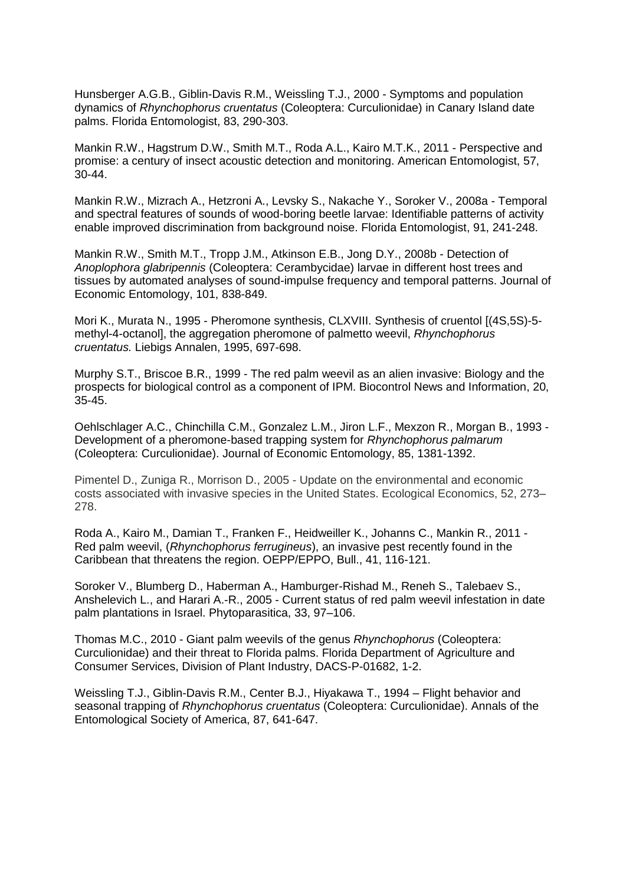Hunsberger A.G.B., Giblin-Davis R.M., Weissling T.J., 2000 - Symptoms and population dynamics of *Rhynchophorus cruentatus* (Coleoptera: Curculionidae) in Canary Island date palms. Florida Entomologist, 83, 290-303.

Mankin R.W., Hagstrum D.W., Smith M.T., Roda A.L., Kairo M.T.K., 2011 - Perspective and promise: a century of insect acoustic detection and monitoring. American Entomologist, 57, 30-44.

Mankin R.W., Mizrach A., Hetzroni A., Levsky S., Nakache Y., Soroker V., 2008a - Temporal and spectral features of sounds of wood-boring beetle larvae: Identifiable patterns of activity enable improved discrimination from background noise. Florida Entomologist, 91, 241-248.

Mankin R.W., Smith M.T., Tropp J.M., Atkinson E.B., Jong D.Y., 2008b - Detection of *Anoplophora glabripennis* (Coleoptera: Cerambycidae) larvae in different host trees and tissues by automated analyses of sound-impulse frequency and temporal patterns. Journal of Economic Entomology, 101, 838-849.

Mori K., Murata N., 1995 - Pheromone synthesis, CLXVIII. Synthesis of cruentol [(4S,5S)-5-methyl-4-octanol], the aggregation pheromone of palmetto weevil, *Rhynchophorus cruentatus.* Liebigs Annalen, 1995, 697-698.

Murphy S.T., Briscoe B.R., 1999 - The red palm weevil as an alien invasive: Biology and the prospects for biological control as a component of IPM. Biocontrol News and Information, 20, 35-45.

Oehlschlager A.C., Chinchilla C.M., Gonzalez L.M., Jiron L.F., Mexzon R., Morgan B., 1993 - Development of a pheromone-based trapping system for *Rhynchophorus palmarum* (Coleoptera: Curculionidae). Journal of Economic Entomology, 85, 1381-1392.

Pimentel D., Zuniga R., Morrison D., 2005 - Update on the environmental and economic costs associated with invasive species in the United States. Ecological Economics, 52, 273–278.

Roda A., Kairo M., Damian T., Franken F., Heidweiller K., Johanns C., Mankin R., 2011 - Red palm weevil, (*Rhynchophorus ferrugineus*), an invasive pest recently found in the Caribbean that threatens the region. OEPP/EPPO, Bull., 41, 116-121.

Soroker V., Blumberg D., Haberman A., Hamburger-Rishad M., Reneh S., Talebaev S., Anshelevich L., and Harari A.-R., 2005 - Current status of red palm weevil infestation in date palm plantations in Israel. Phytoparasitica, 33, 97–106.

Thomas M.C., 2010 - Giant palm weevils of the genus *Rhynchophorus* (Coleoptera: Curculionidae) and their threat to Florida palms. Florida Department of Agriculture and Consumer Services, Division of Plant Industry, DACS-P-01682, 1-2.

Weissling T.J., Giblin-Davis R.M., Center B.J., Hiyakawa T., 1994 – Flight behavior and seasonal trapping of *Rhynchophorus cruentatus* (Coleoptera: Curculionidae). Annals of the Entomological Society of America, 87, 641-647.